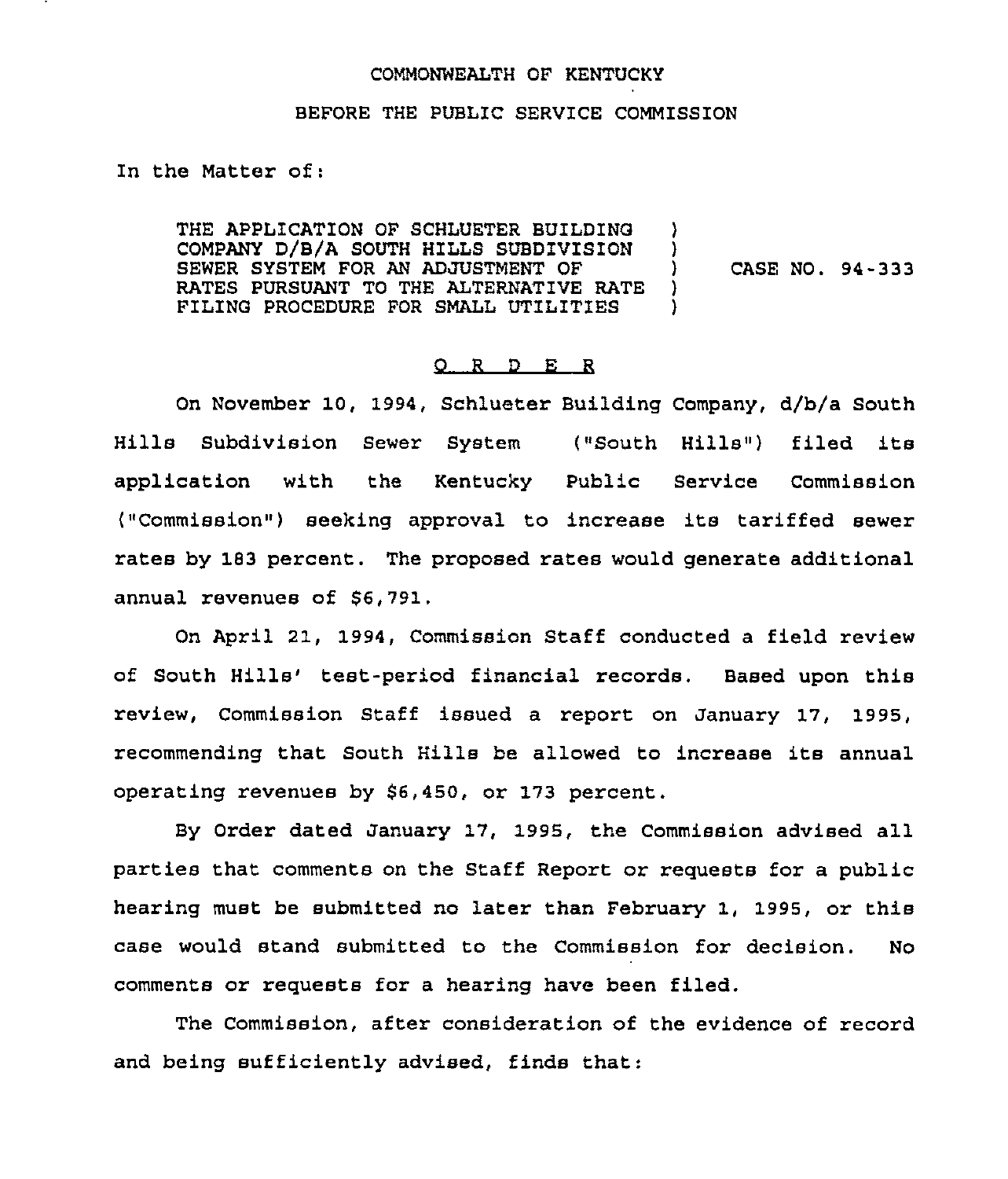COMMONWEALTH OF KENTUCKY

BEFORE THE PUBLIC SERVICE COMMISSION

In the Matter of:

THE APPLICATION OF SCHLUETER BUILDING COMPANY D/B/A SOUTH HILLS SUBDIVISION SEWER SYSTEM FOR AN ADJUSTMENT OF RATES PURSUANT TO THE ALTERNATIVE RATE FILING PROCEDURE FOR SMALL UTILITIES ) CASE NO. 94-333

O R D E R

On November 10, 1994, Schlueter Building Company, d/b/a South Hills Subdivision Sewer System ("South Hills") filed its application with the Kentucky Public Service Commission ("Commission") seeking approval to increase its tariffed sewer rates by 183 percent. The proposed rates would generate additional annual revenues of $6,791.

On April 21, 1994, Commission Staff conducted a field review of South Hills' test-period financial records. Based upon this review, Commission Staff issued a report on January 17, 1995, recommending that South Hills be allowed to increase its annual operating revenues by $6,450, or 173 percent.

By Order dated January 17, 1995, the Commission advised all parties that comments on the Staff Report or requests for a public hearing must be submitted no later than February 1, 1995, or this case would stand submitted to the Commission for decision. No comments or requests for a hearing have been filed.

The Commission, after consideration of the evidence of record and being sufficiently advised, finds that: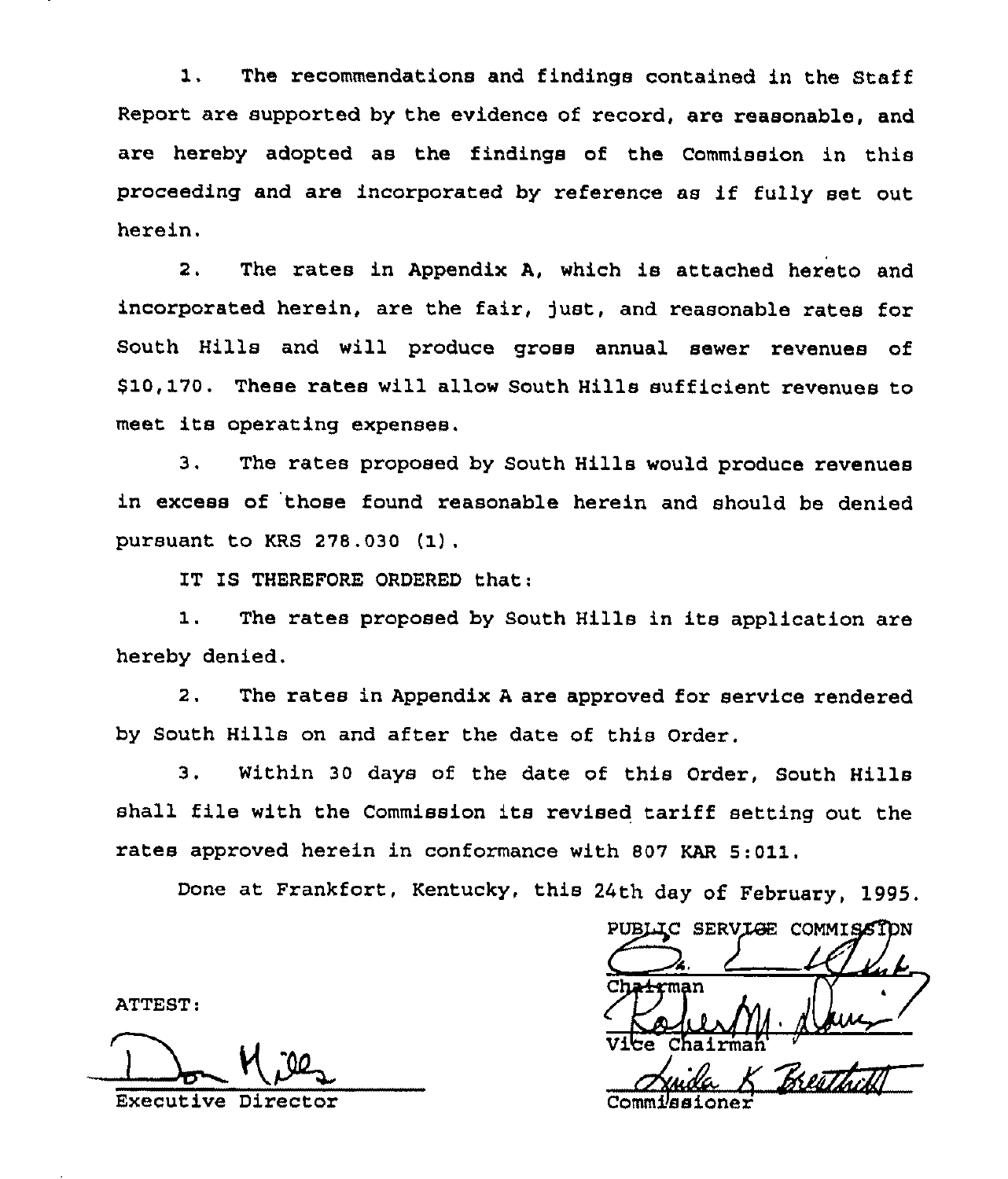1. The recommendations and findings contained in the Staff Report are supported by the evidence of record, are reasonable, and are hereby adopted as the findings of the Commission in this proceeding and are incorporated by reference as if fully set out herein.

2. The rates in Appendix A, which is attached hereto and incorporated herein, are the fair, just, and reasonable rates for South Hills and will produce gross annual sewer revenues of $10,170. These rates will allow South Hills sufficient revenues to meet its operating expenses.

3. The rates proposed by South Hills would produce revenues in excess of those found reasonable herein and should be denied pursuant to KRS 278.030 (1).

IT IS THEREFORE ORDERED that:

1. The rates proposed by South Hills in its application are hereby denied.

2. The rates in Appendix A are approved for service rendered by South Hills on and after the date of this Order.

3. Within 30 days of the date of this Order, South Hills shall file with the Commission its revised tariff setting out the rates approved herein in conformance with 807 KAR 5:011.

Done at Frankfort, Kentucky, this 24th day of February, 1995.

PUBLIC SERVICE COMMISSION

Chairman

Vice Chairman

Commissioner

ATTEST:

Executive Director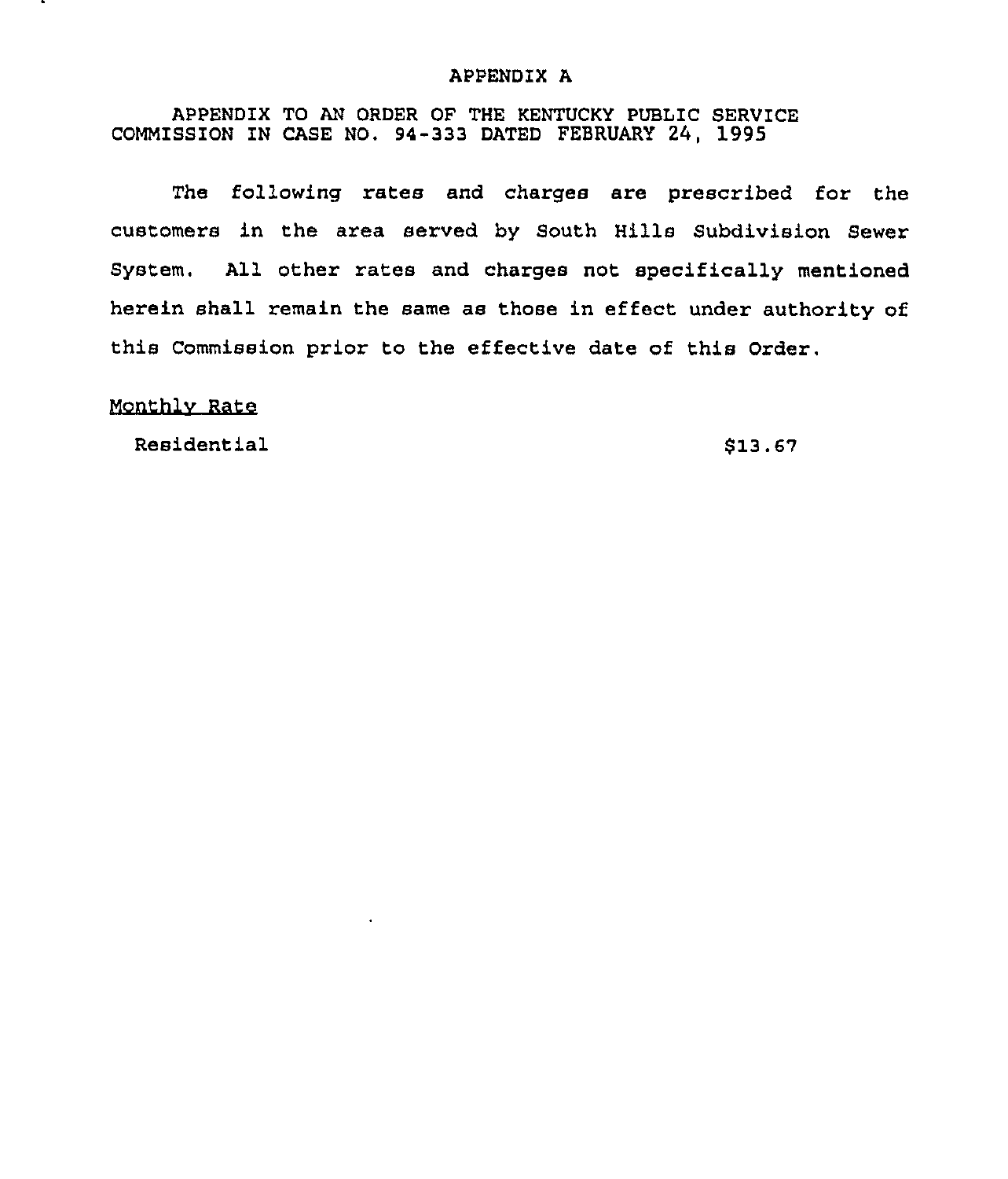# APPENDIX A

APPENDIX TO AN ORDER OF THE KENTUCKY PUBLIC SERVICE COMMISSION IN CASE NO. 94-333 DATED FEBRUARY 24, 1995

The following rates and charges are prescribed for the customers in the area served by South Hills Subdivision Sewer System. All other rates and charges not specifically mentioned herein shall remain the same as those in effect under authority of this Commission prior to the effective date of this Order.

Monthly Rate

| | |
|---|---|
| Residential | $13.67 |